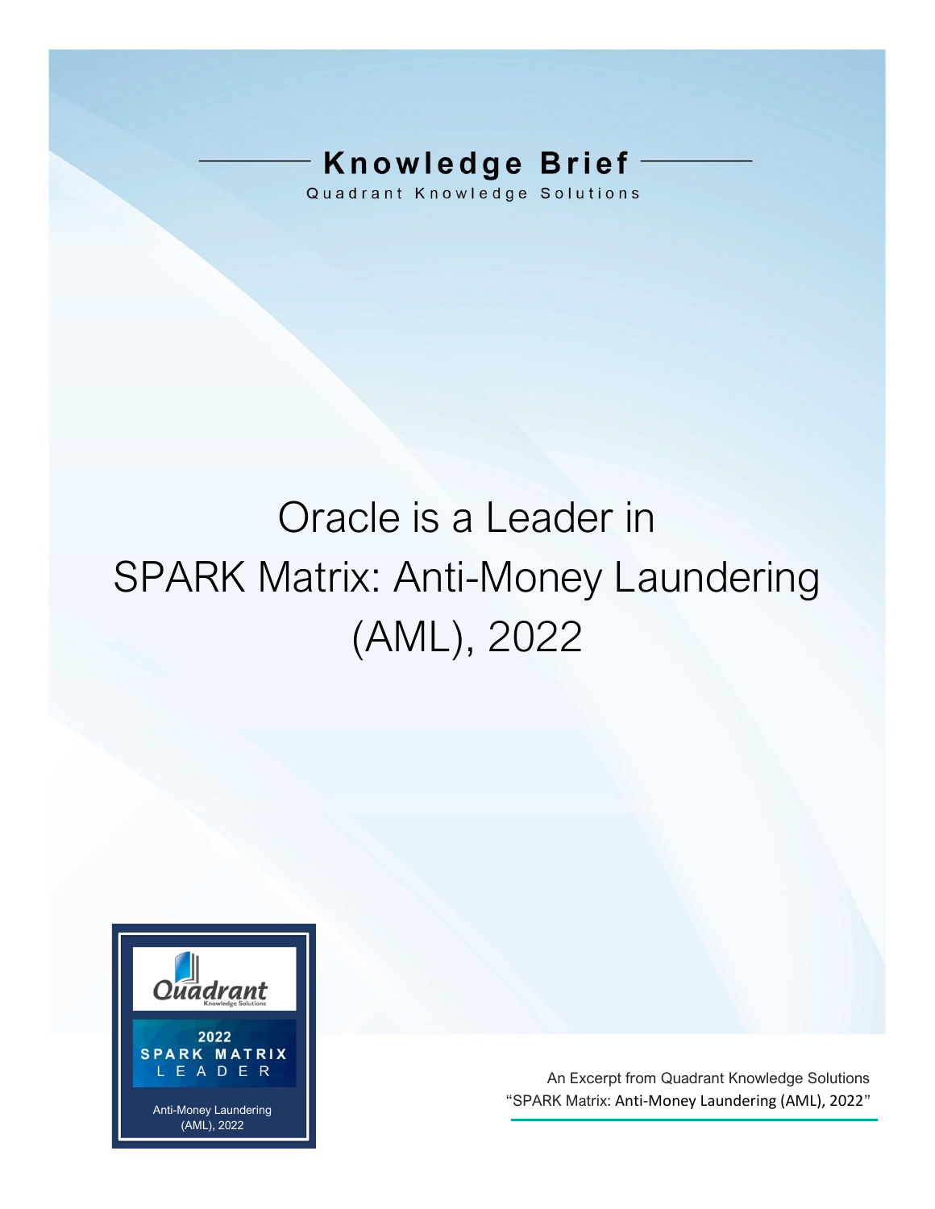Knowledge Brief

Quadrant Knowledge Solutions

# Oracle is a Leader in SPARK Matrix: Anti-Money Laundering (AML), 2022

Quadrant Knowledge Solutions

2022 SPARK MATRIX LEADER

Anti-Money Laundering (AML), 2022

An Excerpt from Quadrant Knowledge Solutions "SPARK Matrix: Anti-Money Laundering (AML), 2022"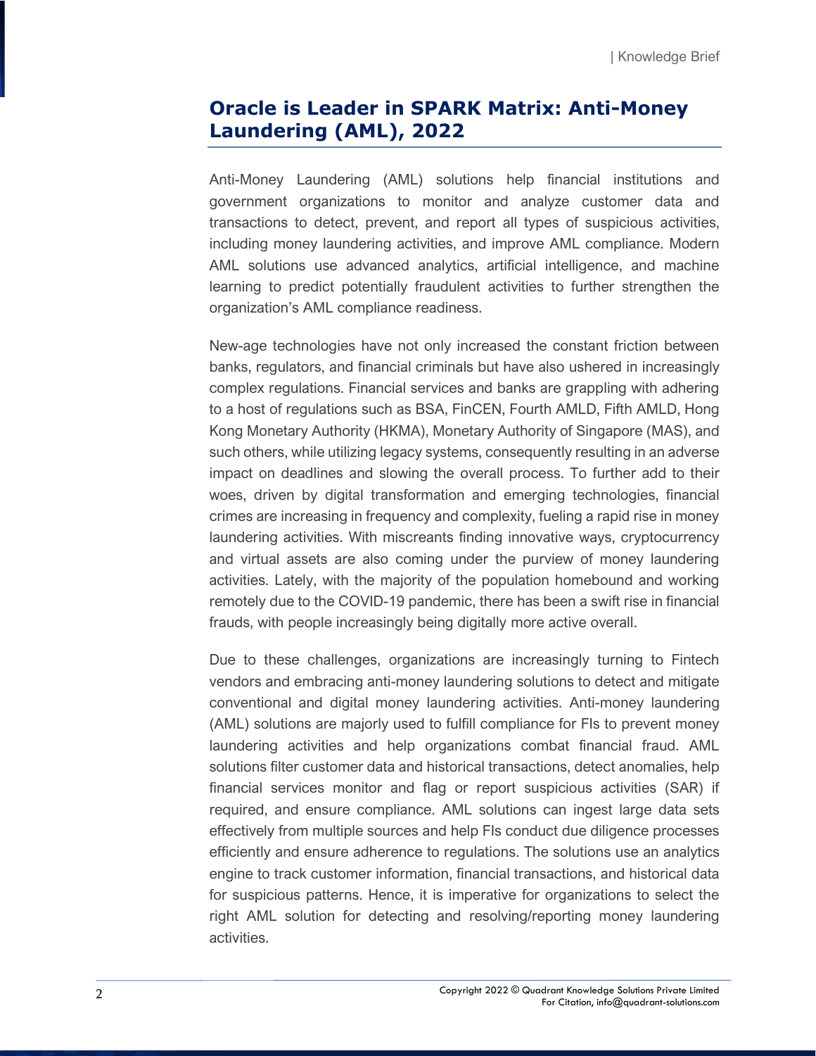## Oracle is Leader in SPARK Matrix: Anti-Money Laundering (AML), 2022

Anti-Money Laundering (AML) solutions help financial institutions and government organizations to monitor and analyze customer data and transactions to detect, prevent, and report all types of suspicious activities, including money laundering activities, and improve AML compliance. Modern AML solutions use advanced analytics, artificial intelligence, and machine learning to predict potentially fraudulent activities to further strengthen the organization's AML compliance readiness.

New-age technologies have not only increased the constant friction between banks, regulators, and financial criminals but have also ushered in increasingly complex regulations. Financial services and banks are grappling with adhering to a host of regulations such as BSA, FinCEN, Fourth AMLD, Fifth AMLD, Hong Kong Monetary Authority (HKMA), Monetary Authority of Singapore (MAS), and such others, while utilizing legacy systems, consequently resulting in an adverse impact on deadlines and slowing the overall process. To further add to their woes, driven by digital transformation and emerging technologies, financial crimes are increasing in frequency and complexity, fueling a rapid rise in money laundering activities. With miscreants finding innovative ways, cryptocurrency and virtual assets are also coming under the purview of money laundering activities. Lately, with the majority of the population homebound and working remotely due to the COVID-19 pandemic, there has been a swift rise in financial frauds, with people increasingly being digitally more active overall.

Due to these challenges, organizations are increasingly turning to Fintech vendors and embracing anti-money laundering solutions to detect and mitigate conventional and digital money laundering activities. Anti-money laundering (AML) solutions are majorly used to fulfill compliance for FIs to prevent money laundering activities and help organizations combat financial fraud. AML solutions filter customer data and historical transactions, detect anomalies, help financial services monitor and flag or report suspicious activities (SAR) if required, and ensure compliance. AML solutions can ingest large data sets effectively from multiple sources and help FIs conduct due diligence processes efficiently and ensure adherence to regulations. The solutions use an analytics engine to track customer information, financial transactions, and historical data for suspicious patterns. Hence, it is imperative for organizations to select the right AML solution for detecting and resolving/reporting money laundering activities.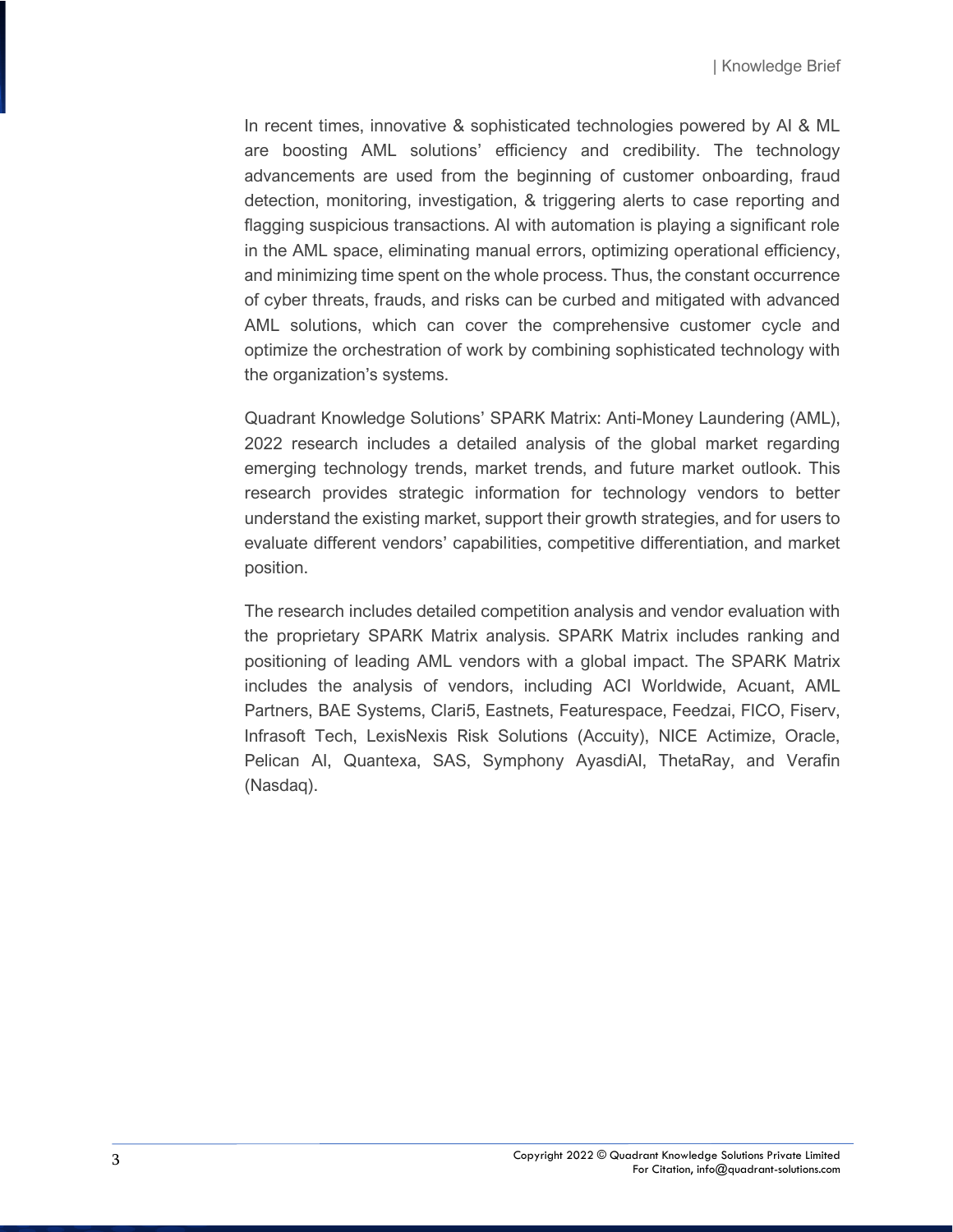In recent times, innovative & sophisticated technologies powered by AI & ML are boosting AML solutions' efficiency and credibility. The technology advancements are used from the beginning of customer onboarding, fraud detection, monitoring, investigation, & triggering alerts to case reporting and flagging suspicious transactions. AI with automation is playing a significant role in the AML space, eliminating manual errors, optimizing operational efficiency, and minimizing time spent on the whole process. Thus, the constant occurrence of cyber threats, frauds, and risks can be curbed and mitigated with advanced AML solutions, which can cover the comprehensive customer cycle and optimize the orchestration of work by combining sophisticated technology with the organization's systems.

Quadrant Knowledge Solutions' SPARK Matrix: Anti-Money Laundering (AML), 2022 research includes a detailed analysis of the global market regarding emerging technology trends, market trends, and future market outlook. This research provides strategic information for technology vendors to better understand the existing market, support their growth strategies, and for users to evaluate different vendors' capabilities, competitive differentiation, and market position.

The research includes detailed competition analysis and vendor evaluation with the proprietary SPARK Matrix analysis. SPARK Matrix includes ranking and positioning of leading AML vendors with a global impact. The SPARK Matrix includes the analysis of vendors, including ACI Worldwide, Acuant, AML Partners, BAE Systems, Clari5, Eastnets, Featurespace, Feedzai, FICO, Fiserv, Infrasoft Tech, LexisNexis Risk Solutions (Accuity), NICE Actimize, Oracle, Pelican AI, Quantexa, SAS, Symphony AyasdiAI, ThetaRay, and Verafin (Nasdaq).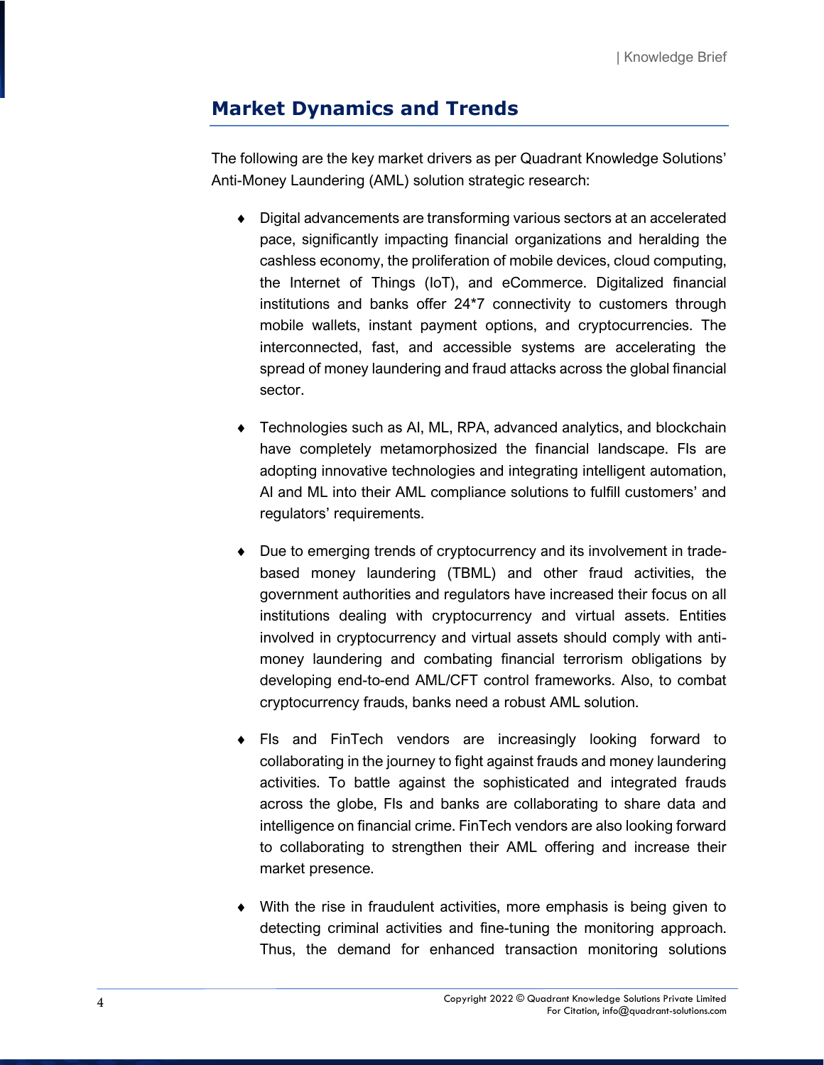## Market Dynamics and Trends

The following are the key market drivers as per Quadrant Knowledge Solutions' Anti-Money Laundering (AML) solution strategic research:

- Digital advancements are transforming various sectors at an accelerated pace, significantly impacting financial organizations and heralding the cashless economy, the proliferation of mobile devices, cloud computing, the Internet of Things (IoT), and eCommerce. Digitalized financial institutions and banks offer 24*7 connectivity to customers through mobile wallets, instant payment options, and cryptocurrencies. The interconnected, fast, and accessible systems are accelerating the spread of money laundering and fraud attacks across the global financial sector.

- Technologies such as AI, ML, RPA, advanced analytics, and blockchain have completely metamorphosized the financial landscape. FIs are adopting innovative technologies and integrating intelligent automation, AI and ML into their AML compliance solutions to fulfill customers' and regulators' requirements.

- Due to emerging trends of cryptocurrency and its involvement in trade-based money laundering (TBML) and other fraud activities, the government authorities and regulators have increased their focus on all institutions dealing with cryptocurrency and virtual assets. Entities involved in cryptocurrency and virtual assets should comply with anti-money laundering and combating financial terrorism obligations by developing end-to-end AML/CFT control frameworks. Also, to combat cryptocurrency frauds, banks need a robust AML solution.

- FIs and FinTech vendors are increasingly looking forward to collaborating in the journey to fight against frauds and money laundering activities. To battle against the sophisticated and integrated frauds across the globe, FIs and banks are collaborating to share data and intelligence on financial crime. FinTech vendors are also looking forward to collaborating to strengthen their AML offering and increase their market presence.

- With the rise in fraudulent activities, more emphasis is being given to detecting criminal activities and fine-tuning the monitoring approach. Thus, the demand for enhanced transaction monitoring solutions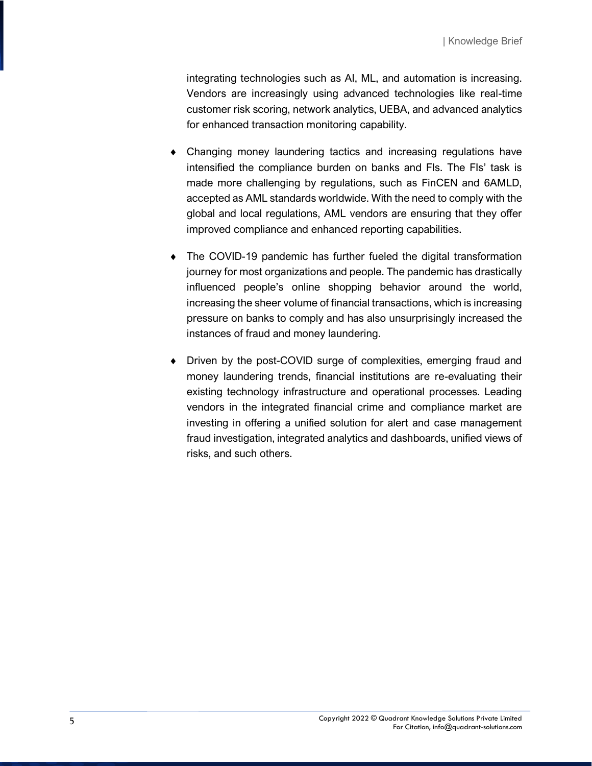integrating technologies such as AI, ML, and automation is increasing. Vendors are increasingly using advanced technologies like real-time customer risk scoring, network analytics, UEBA, and advanced analytics for enhanced transaction monitoring capability.

- Changing money laundering tactics and increasing regulations have intensified the compliance burden on banks and FIs. The FIs' task is made more challenging by regulations, such as FinCEN and 6AMLD, accepted as AML standards worldwide. With the need to comply with the global and local regulations, AML vendors are ensuring that they offer improved compliance and enhanced reporting capabilities.

- The COVID-19 pandemic has further fueled the digital transformation journey for most organizations and people. The pandemic has drastically influenced people's online shopping behavior around the world, increasing the sheer volume of financial transactions, which is increasing pressure on banks to comply and has also unsurprisingly increased the instances of fraud and money laundering.

- Driven by the post-COVID surge of complexities, emerging fraud and money laundering trends, financial institutions are re-evaluating their existing technology infrastructure and operational processes. Leading vendors in the integrated financial crime and compliance market are investing in offering a unified solution for alert and case management fraud investigation, integrated analytics and dashboards, unified views of risks, and such others.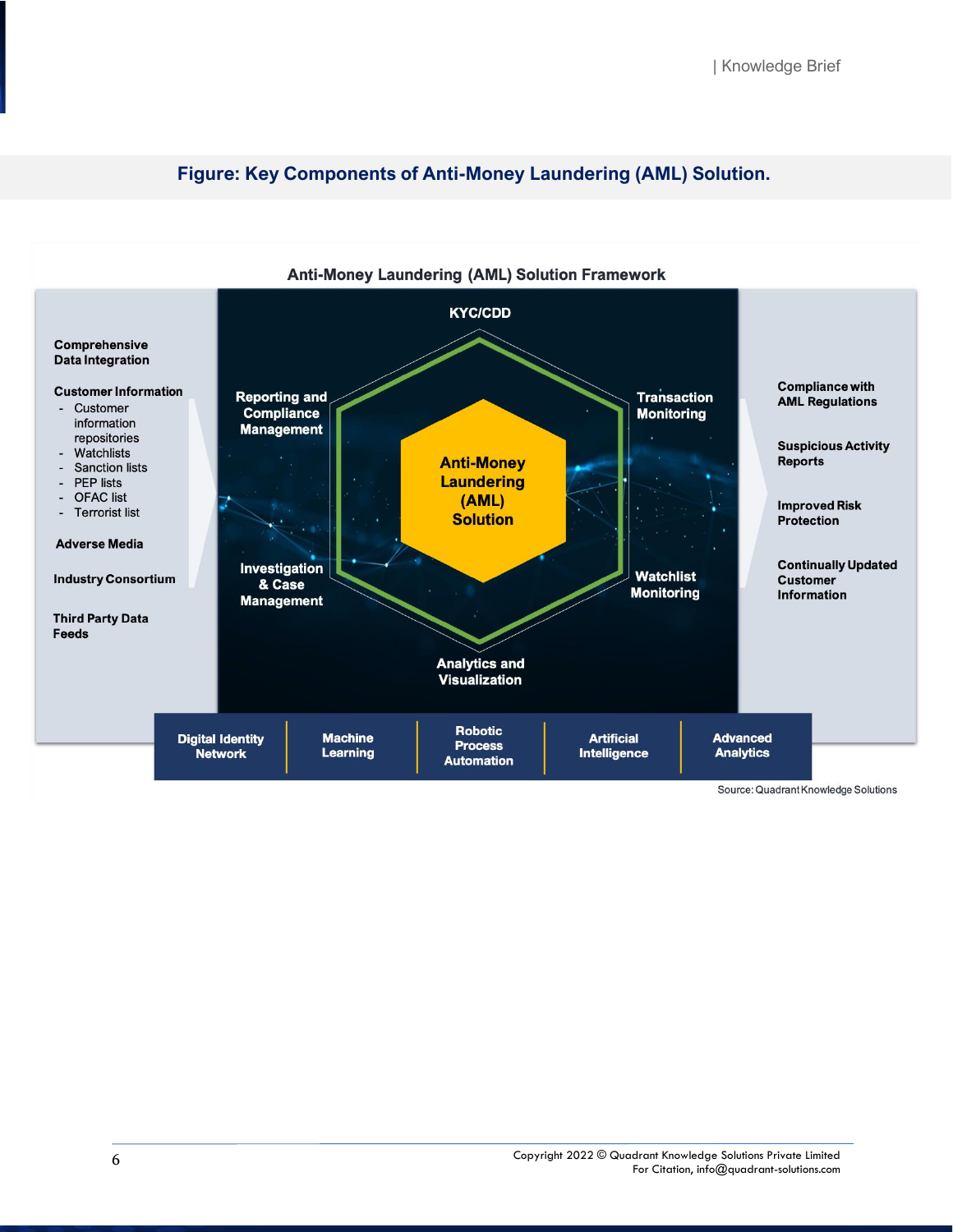## Figure: Key Components of Anti-Money Laundering (AML) Solution.

**Anti-Money Laundering (AML) Solution Framework**

**Comprehensive Data Integration**

**Customer Information**
- Customer information repositories
- Watchlists
- Sanction lists
- PEP lists
- OFAC list
- Terrorist list

**Adverse Media**

**Industry Consortium**

**Third Party Data Feeds**

**KYC/CDD**

**Transaction Monitoring**

**Watchlist Monitoring**

**Analytics and Visualization**

**Investigation & Case Management**

**Reporting and Compliance Management**

**Anti-Money Laundering (AML) Solution**

**Compliance with AML Regulations**

**Suspicious Activity Reports**

**Improved Risk Protection**

**Continually Updated Customer Information**

| Digital Identity Network | Machine Learning | Robotic Process Automation | Artificial Intelligence | Advanced Analytics |
|---|---|---|---|---|

Source: Quadrant Knowledge Solutions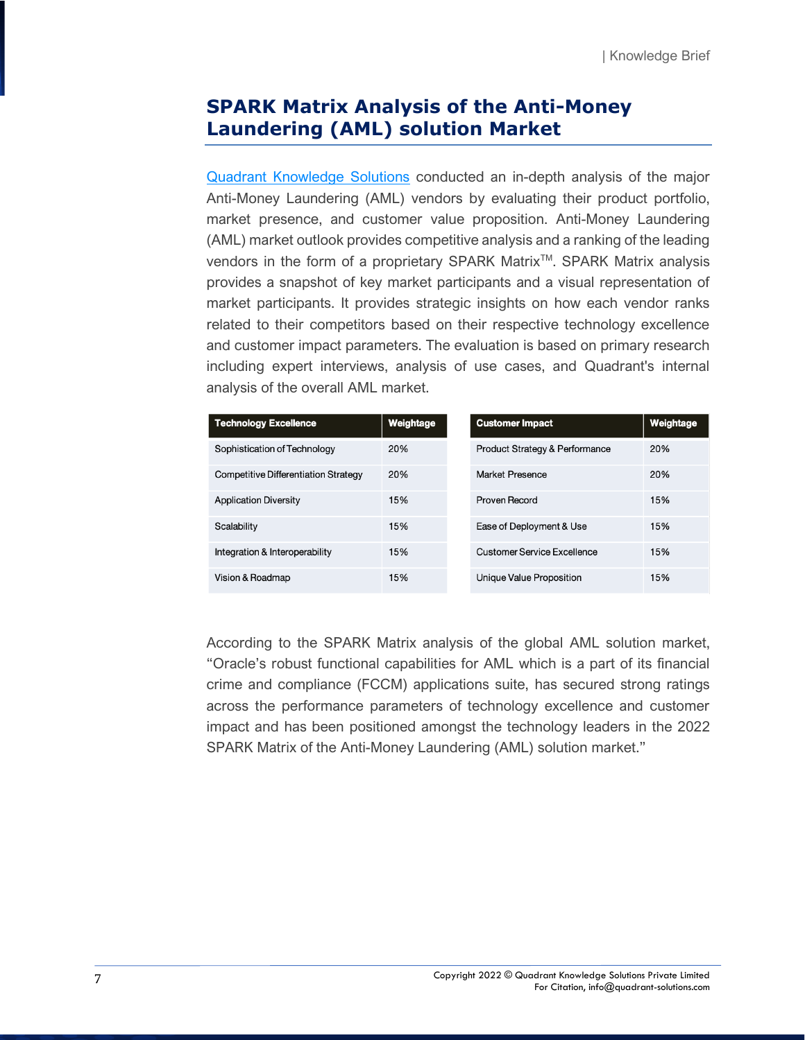## SPARK Matrix Analysis of the Anti-Money Laundering (AML) solution Market

[Quadrant Knowledge Solutions](https://www.quadrant-solutions.com) conducted an in-depth analysis of the major Anti-Money Laundering (AML) vendors by evaluating their product portfolio, market presence, and customer value proposition. Anti-Money Laundering (AML) market outlook provides competitive analysis and a ranking of the leading vendors in the form of a proprietary SPARK Matrix™. SPARK Matrix analysis provides a snapshot of key market participants and a visual representation of market participants. It provides strategic insights on how each vendor ranks related to their competitors based on their respective technology excellence and customer impact parameters. The evaluation is based on primary research including expert interviews, analysis of use cases, and Quadrant's internal analysis of the overall AML market.

| Technology Excellence | Weightage |
|---|---|
| Sophistication of Technology | 20% |
| Competitive Differentiation Strategy | 20% |
| Application Diversity | 15% |
| Scalability | 15% |
| Integration & Interoperability | 15% |
| Vision & Roadmap | 15% |

| Customer Impact | Weightage |
|---|---|
| Product Strategy & Performance | 20% |
| Market Presence | 20% |
| Proven Record | 15% |
| Ease of Deployment & Use | 15% |
| Customer Service Excellence | 15% |
| Unique Value Proposition | 15% |

According to the SPARK Matrix analysis of the global AML solution market, “Oracle’s robust functional capabilities for AML which is a part of its financial crime and compliance (FCCM) applications suite, has secured strong ratings across the performance parameters of technology excellence and customer impact and has been positioned amongst the technology leaders in the 2022 SPARK Matrix of the Anti-Money Laundering (AML) solution market.”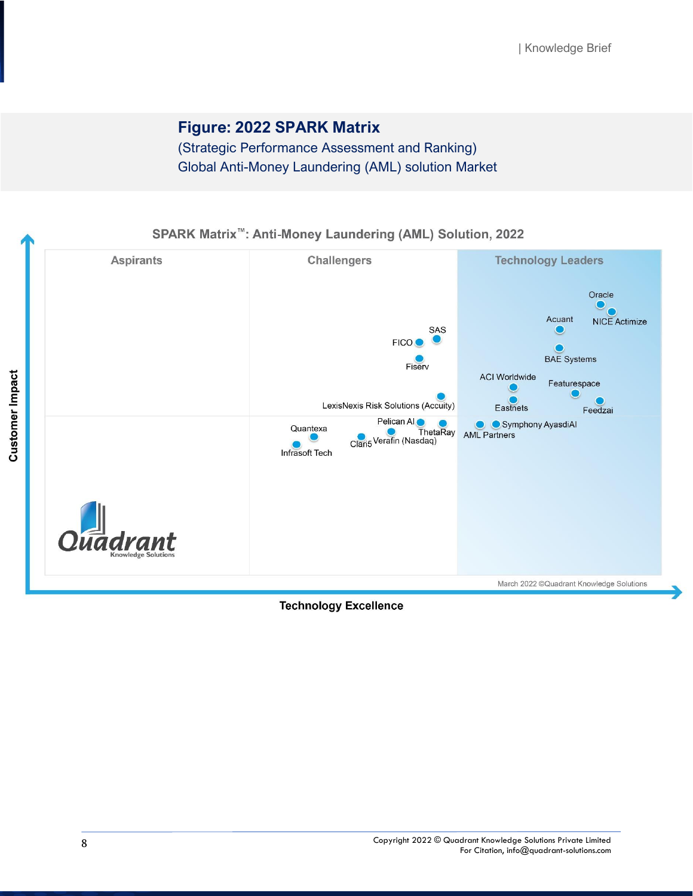## Figure: 2022 SPARK Matrix

(Strategic Performance Assessment and Ranking)
Global Anti-Money Laundering (AML) solution Market

SPARK Matrix™: Anti-Money Laundering (AML) Solution, 2022

Aspirants | Challengers | Technology Leaders

Oracle, NICE Actimize, Acuant, BAE Systems, SAS, FICO, Fiserv, ACI Worldwide, Featurespace, Eastnets, Feedzai, LexisNexis Risk Solutions (Accuity), Pelican AI, ThetaRay, Symphony AyasdiAI, AML Partners, Quantexa, Clari5, Verafin (Nasdaq), Infrasoft Tech

Customer Impact

Technology Excellence

March 2022 ©Quadrant Knowledge Solutions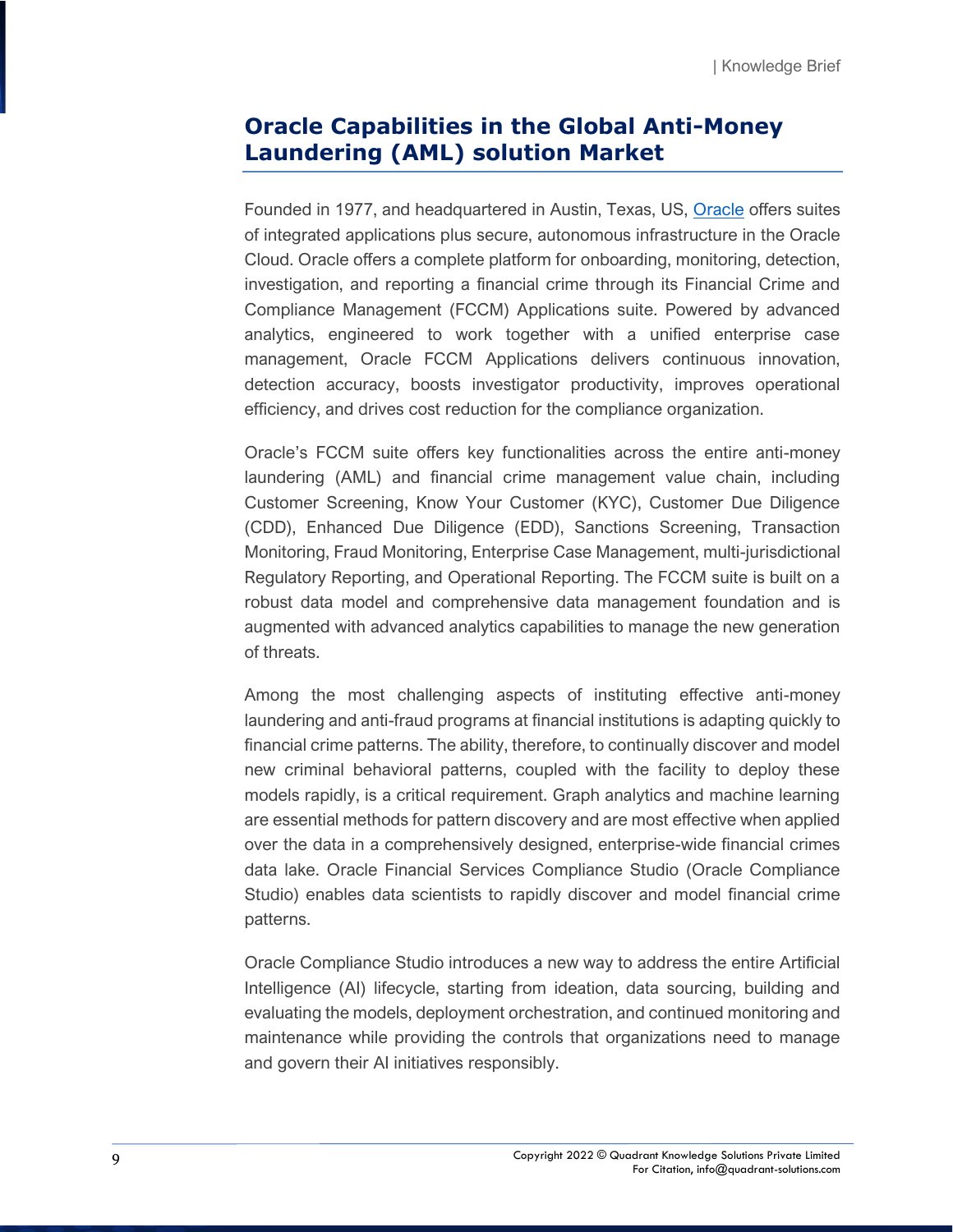## Oracle Capabilities in the Global Anti-Money Laundering (AML) solution Market

Founded in 1977, and headquartered in Austin, Texas, US, Oracle offers suites of integrated applications plus secure, autonomous infrastructure in the Oracle Cloud. Oracle offers a complete platform for onboarding, monitoring, detection, investigation, and reporting a financial crime through its Financial Crime and Compliance Management (FCCM) Applications suite. Powered by advanced analytics, engineered to work together with a unified enterprise case management, Oracle FCCM Applications delivers continuous innovation, detection accuracy, boosts investigator productivity, improves operational efficiency, and drives cost reduction for the compliance organization.

Oracle's FCCM suite offers key functionalities across the entire anti-money laundering (AML) and financial crime management value chain, including Customer Screening, Know Your Customer (KYC), Customer Due Diligence (CDD), Enhanced Due Diligence (EDD), Sanctions Screening, Transaction Monitoring, Fraud Monitoring, Enterprise Case Management, multi-jurisdictional Regulatory Reporting, and Operational Reporting. The FCCM suite is built on a robust data model and comprehensive data management foundation and is augmented with advanced analytics capabilities to manage the new generation of threats.

Among the most challenging aspects of instituting effective anti-money laundering and anti-fraud programs at financial institutions is adapting quickly to financial crime patterns. The ability, therefore, to continually discover and model new criminal behavioral patterns, coupled with the facility to deploy these models rapidly, is a critical requirement. Graph analytics and machine learning are essential methods for pattern discovery and are most effective when applied over the data in a comprehensively designed, enterprise-wide financial crimes data lake. Oracle Financial Services Compliance Studio (Oracle Compliance Studio) enables data scientists to rapidly discover and model financial crime patterns.

Oracle Compliance Studio introduces a new way to address the entire Artificial Intelligence (AI) lifecycle, starting from ideation, data sourcing, building and evaluating the models, deployment orchestration, and continued monitoring and maintenance while providing the controls that organizations need to manage and govern their AI initiatives responsibly.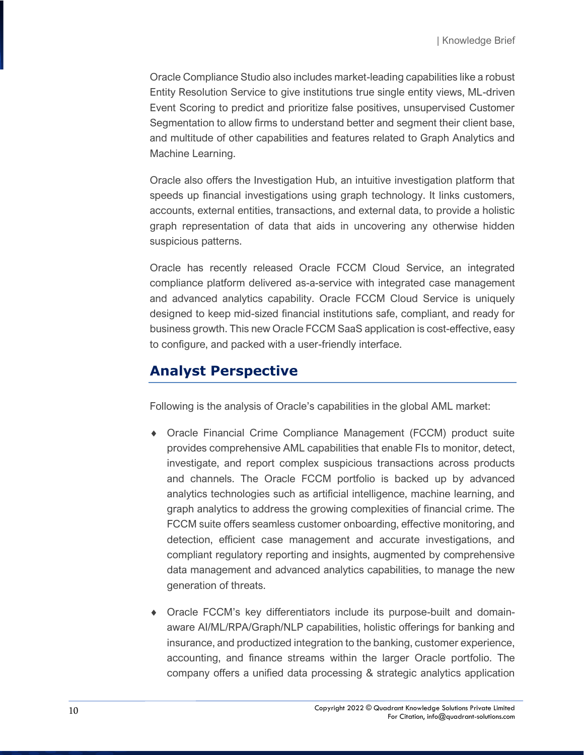Oracle Compliance Studio also includes market-leading capabilities like a robust Entity Resolution Service to give institutions true single entity views, ML-driven Event Scoring to predict and prioritize false positives, unsupervised Customer Segmentation to allow firms to understand better and segment their client base, and multitude of other capabilities and features related to Graph Analytics and Machine Learning.

Oracle also offers the Investigation Hub, an intuitive investigation platform that speeds up financial investigations using graph technology. It links customers, accounts, external entities, transactions, and external data, to provide a holistic graph representation of data that aids in uncovering any otherwise hidden suspicious patterns.

Oracle has recently released Oracle FCCM Cloud Service, an integrated compliance platform delivered as-a-service with integrated case management and advanced analytics capability. Oracle FCCM Cloud Service is uniquely designed to keep mid-sized financial institutions safe, compliant, and ready for business growth. This new Oracle FCCM SaaS application is cost-effective, easy to configure, and packed with a user-friendly interface.

## Analyst Perspective

Following is the analysis of Oracle's capabilities in the global AML market:

- Oracle Financial Crime Compliance Management (FCCM) product suite provides comprehensive AML capabilities that enable FIs to monitor, detect, investigate, and report complex suspicious transactions across products and channels. The Oracle FCCM portfolio is backed up by advanced analytics technologies such as artificial intelligence, machine learning, and graph analytics to address the growing complexities of financial crime. The FCCM suite offers seamless customer onboarding, effective monitoring, and detection, efficient case management and accurate investigations, and compliant regulatory reporting and insights, augmented by comprehensive data management and advanced analytics capabilities, to manage the new generation of threats.

- Oracle FCCM's key differentiators include its purpose-built and domain-aware AI/ML/RPA/Graph/NLP capabilities, holistic offerings for banking and insurance, and productized integration to the banking, customer experience, accounting, and finance streams within the larger Oracle portfolio. The company offers a unified data processing & strategic analytics application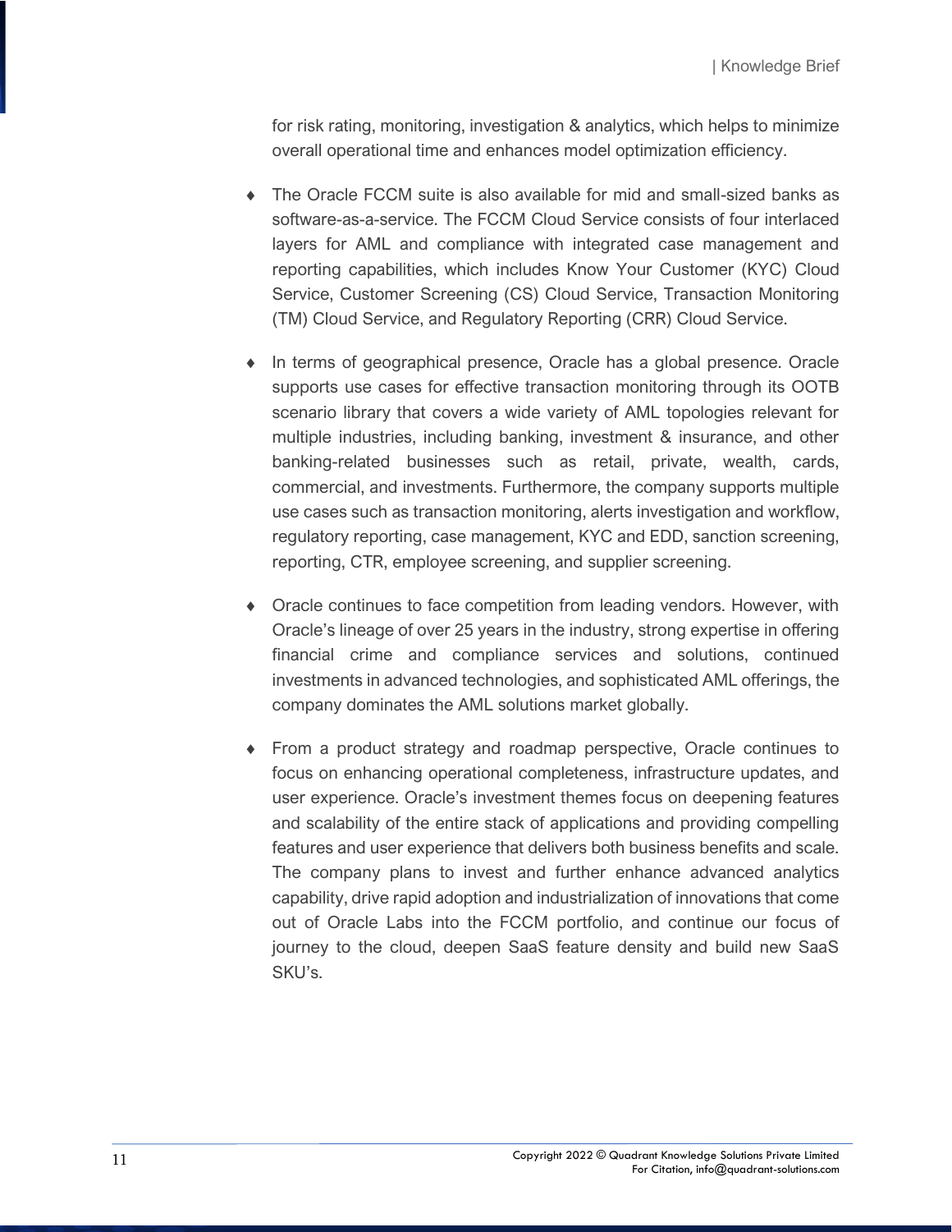for risk rating, monitoring, investigation & analytics, which helps to minimize overall operational time and enhances model optimization efficiency.

- The Oracle FCCM suite is also available for mid and small-sized banks as software-as-a-service. The FCCM Cloud Service consists of four interlaced layers for AML and compliance with integrated case management and reporting capabilities, which includes Know Your Customer (KYC) Cloud Service, Customer Screening (CS) Cloud Service, Transaction Monitoring (TM) Cloud Service, and Regulatory Reporting (CRR) Cloud Service.

- In terms of geographical presence, Oracle has a global presence. Oracle supports use cases for effective transaction monitoring through its OOTB scenario library that covers a wide variety of AML topologies relevant for multiple industries, including banking, investment & insurance, and other banking-related businesses such as retail, private, wealth, cards, commercial, and investments. Furthermore, the company supports multiple use cases such as transaction monitoring, alerts investigation and workflow, regulatory reporting, case management, KYC and EDD, sanction screening, reporting, CTR, employee screening, and supplier screening.

- Oracle continues to face competition from leading vendors. However, with Oracle's lineage of over 25 years in the industry, strong expertise in offering financial crime and compliance services and solutions, continued investments in advanced technologies, and sophisticated AML offerings, the company dominates the AML solutions market globally.

- From a product strategy and roadmap perspective, Oracle continues to focus on enhancing operational completeness, infrastructure updates, and user experience. Oracle's investment themes focus on deepening features and scalability of the entire stack of applications and providing compelling features and user experience that delivers both business benefits and scale. The company plans to invest and further enhance advanced analytics capability, drive rapid adoption and industrialization of innovations that come out of Oracle Labs into the FCCM portfolio, and continue our focus of journey to the cloud, deepen SaaS feature density and build new SaaS SKU's.